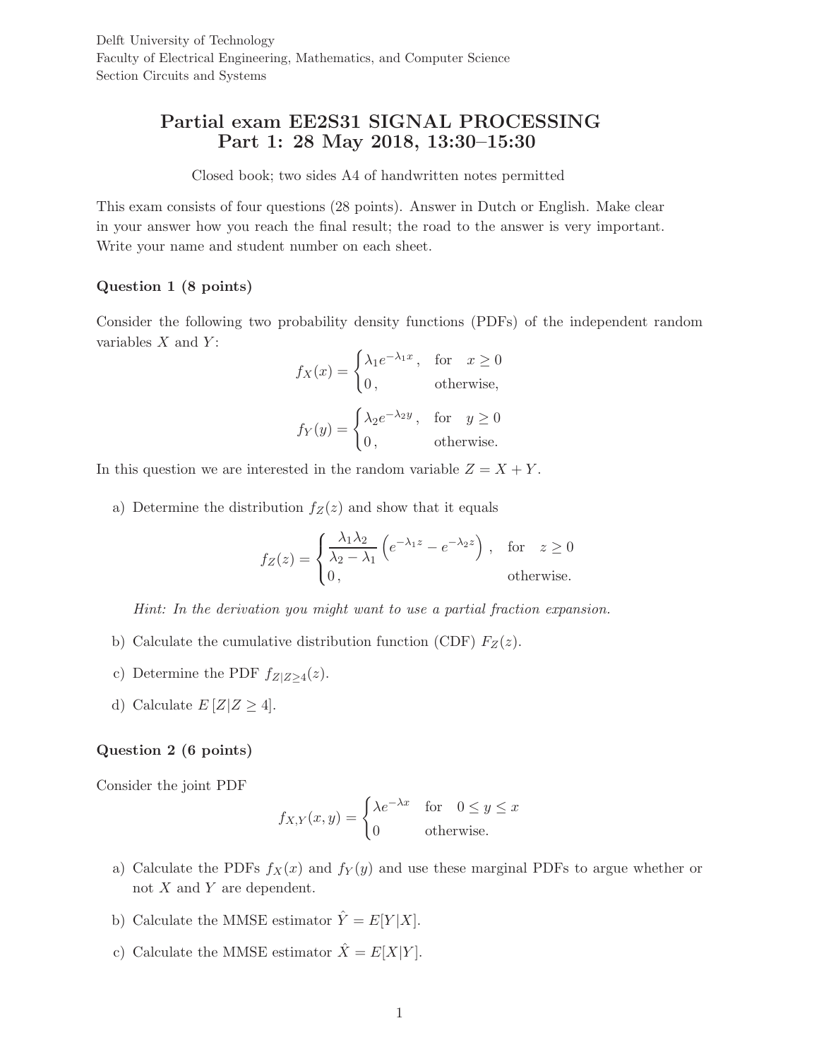Delft University of Technology
Faculty of Electrical Engineering, Mathematics, and Computer Science
Section Circuits and Systems

# Partial exam EE2S31 SIGNAL PROCESSING
# Part 1: 28 May 2018, 13:30–15:30

Closed book; two sides A4 of handwritten notes permitted

This exam consists of four questions (28 points). Answer in Dutch or English. Make clear in your answer how you reach the final result; the road to the answer is very important. Write your name and student number on each sheet.

### Question 1 (8 points)

Consider the following two probability density functions (PDFs) of the independent random variables $X$ and $Y$:

$$f_X(x) = \begin{cases} \lambda_1 e^{-\lambda_1 x}, & \text{for} \quad x \geq 0 \\ 0, & \text{otherwise,} \end{cases}$$

$$f_Y(y) = \begin{cases} \lambda_2 e^{-\lambda_2 y}, & \text{for} \quad y \geq 0 \\ 0, & \text{otherwise.} \end{cases}$$

In this question we are interested in the random variable $Z = X + Y$.

a) Determine the distribution $f_Z(z)$ and show that it equals

$$f_Z(z) = \begin{cases} \dfrac{\lambda_1 \lambda_2}{\lambda_2 - \lambda_1} \left( e^{-\lambda_1 z} - e^{-\lambda_2 z} \right), & \text{for} \quad z \geq 0 \\ 0, & \text{otherwise.} \end{cases}$$

*Hint: In the derivation you might want to use a partial fraction expansion.*

b) Calculate the cumulative distribution function (CDF) $F_Z(z)$.

c) Determine the PDF $f_{Z|Z\geq 4}(z)$.

d) Calculate $E[Z|Z \geq 4]$.

### Question 2 (6 points)

Consider the joint PDF

$$f_{X,Y}(x,y) = \begin{cases} \lambda e^{-\lambda x} & \text{for} \quad 0 \leq y \leq x \\ 0 & \text{otherwise.} \end{cases}$$

a) Calculate the PDFs $f_X(x)$ and $f_Y(y)$ and use these marginal PDFs to argue whether or not $X$ and $Y$ are dependent.

b) Calculate the MMSE estimator $\hat{Y} = E[Y|X]$.

c) Calculate the MMSE estimator $\hat{X} = E[X|Y]$.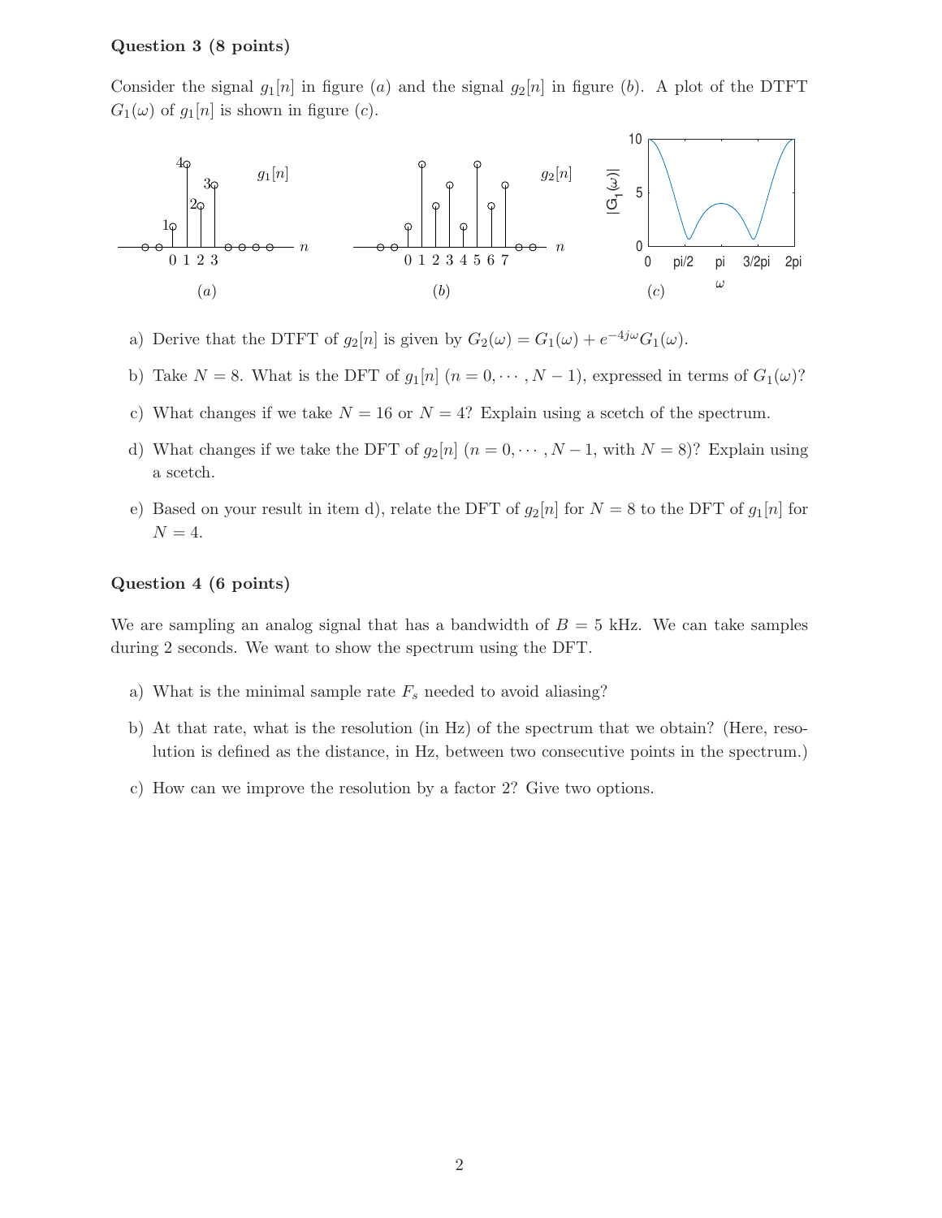**Question 3 (8 points)**

Consider the signal $g_1[n]$ in figure $(a)$ and the signal $g_2[n]$ in figure $(b)$. A plot of the DTFT $G_1(\omega)$ of $g_1[n]$ is shown in figure $(c)$.

4
3
2
1
$g_1[n]$
$n$
0 1 2 3
$(a)$

$g_2[n]$
$n$
0 1 2 3 4 5 6 7
$(b)$

10
5
0
$|G_1(\omega)|$
0 pi/2 pi 3/2pi 2pi
$\omega$
$(c)$

a) Derive that the DTFT of $g_2[n]$ is given by $G_2(\omega) = G_1(\omega) + e^{-4j\omega}G_1(\omega)$.

b) Take $N = 8$. What is the DFT of $g_1[n]$ $(n = 0, \cdots, N-1)$, expressed in terms of $G_1(\omega)$?

c) What changes if we take $N = 16$ or $N = 4$? Explain using a scetch of the spectrum.

d) What changes if we take the DFT of $g_2[n]$ $(n = 0, \cdots, N-1$, with $N = 8)$? Explain using a scetch.

e) Based on your result in item d), relate the DFT of $g_2[n]$ for $N = 8$ to the DFT of $g_1[n]$ for $N = 4$.

**Question 4 (6 points)**

We are sampling an analog signal that has a bandwidth of $B = 5$ kHz. We can take samples during 2 seconds. We want to show the spectrum using the DFT.

a) What is the minimal sample rate $F_s$ needed to avoid aliasing?

b) At that rate, what is the resolution (in Hz) of the spectrum that we obtain? (Here, resolution is defined as the distance, in Hz, between two consecutive points in the spectrum.)

c) How can we improve the resolution by a factor 2? Give two options.